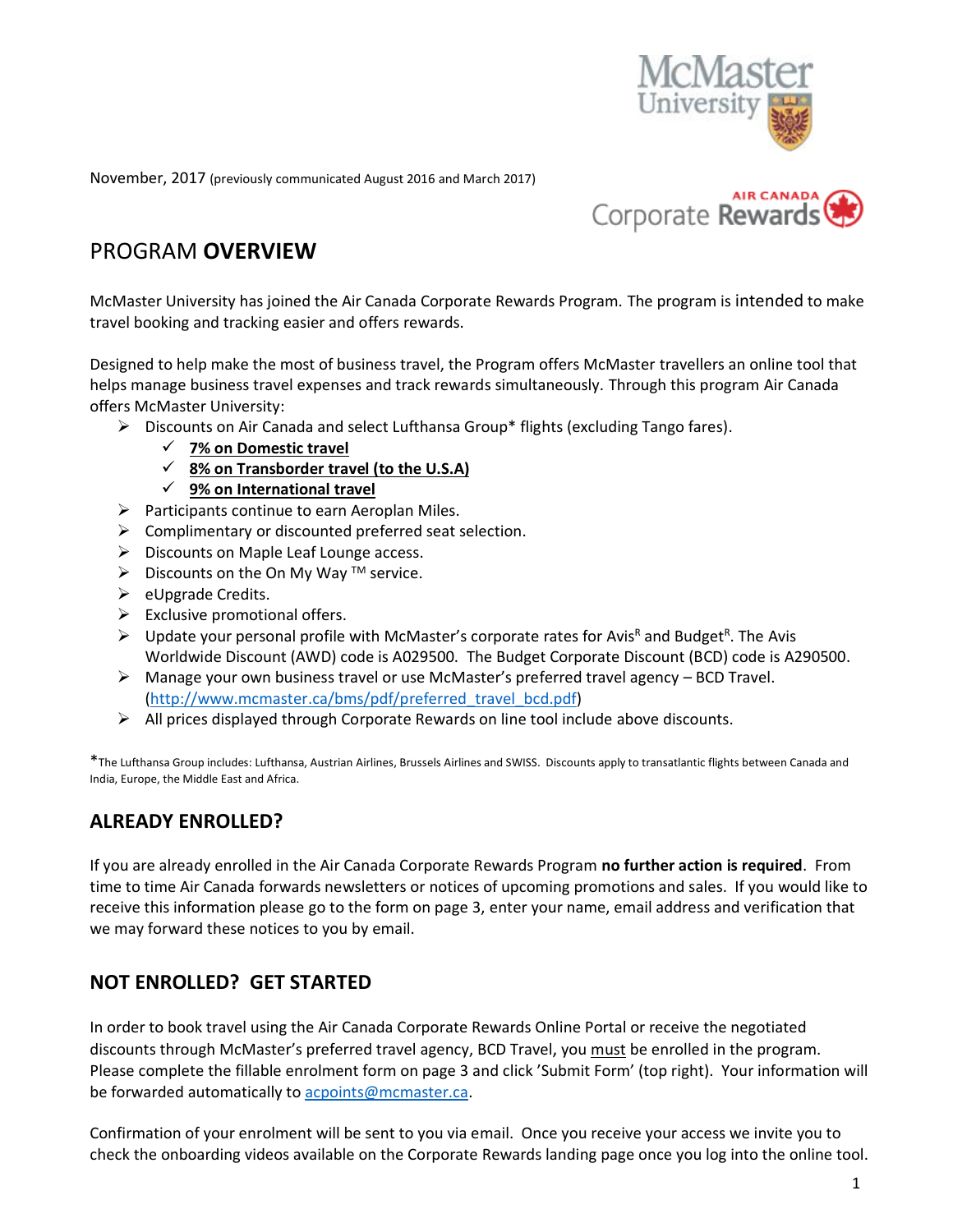November, 2017 (previously communicated August 2016 and March 2017)

# PROGRAM **OVERVIEW**

McMaster University has joined the Air Canada Corporate Rewards Program. The program is intended to make travel booking and tracking easier and offers rewards.

Designed to help make the most of business travel, the Program offers McMaster travellers an online tool that helps manage business travel expenses and track rewards simultaneously. Through this program Air Canada offers McMaster University:

- Discounts on Air Canada and select Lufthansa Group* flights (excluding Tango fares).
  - ✓ **7% on Domestic travel**
  - ✓ **8% on Transborder travel (to the U.S.A)**
  - ✓ **9% on International travel**
- Participants continue to earn Aeroplan Miles.
- Complimentary or discounted preferred seat selection.
- Discounts on Maple Leaf Lounge access.
- Discounts on the On My Way ™ service.
- eUpgrade Credits.
- Exclusive promotional offers.
- Update your personal profile with McMaster's corporate rates for Avis[R] and Budget[R]. The Avis Worldwide Discount (AWD) code is A029500. The Budget Corporate Discount (BCD) code is A290500.
- Manage your own business travel or use McMaster's preferred travel agency – BCD Travel. (http://www.mcmaster.ca/bms/pdf/preferred_travel_bcd.pdf)
- All prices displayed through Corporate Rewards on line tool include above discounts.

*The Lufthansa Group includes: Lufthansa, Austrian Airlines, Brussels Airlines and SWISS. Discounts apply to transatlantic flights between Canada and India, Europe, the Middle East and Africa.

## ALREADY ENROLLED?

If you are already enrolled in the Air Canada Corporate Rewards Program **no further action is required**. From time to time Air Canada forwards newsletters or notices of upcoming promotions and sales. If you would like to receive this information please go to the form on page 3, enter your name, email address and verification that we may forward these notices to you by email.

## NOT ENROLLED? GET STARTED

In order to book travel using the Air Canada Corporate Rewards Online Portal or receive the negotiated discounts through McMaster's preferred travel agency, BCD Travel, you must be enrolled in the program. Please complete the fillable enrolment form on page 3 and click 'Submit Form' (top right). Your information will be forwarded automatically to acpoints@mcmaster.ca.

Confirmation of your enrolment will be sent to you via email. Once you receive your access we invite you to check the onboarding videos available on the Corporate Rewards landing page once you log into the online tool.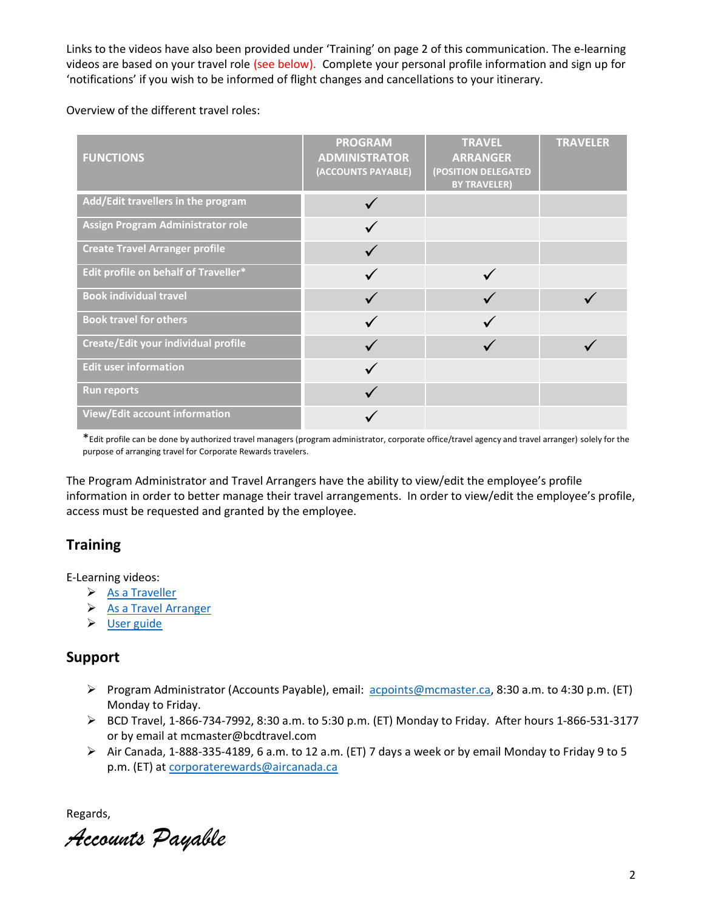Links to the videos have also been provided under 'Training' on page 2 of this communication. The e-learning videos are based on your travel role (see below). Complete your personal profile information and sign up for 'notifications' if you wish to be informed of flight changes and cancellations to your itinerary.

Overview of the different travel roles:

| FUNCTIONS | PROGRAM ADMINISTRATOR (ACCOUNTS PAYABLE) | TRAVEL ARRANGER (POSITION DELEGATED BY TRAVELER) | TRAVELER |
|---|---|---|---|
| Add/Edit travellers in the program | ✓ | | |
| Assign Program Administrator role | ✓ | | |
| Create Travel Arranger profile | ✓ | | |
| Edit profile on behalf of Traveller* | ✓ | ✓ | |
| Book individual travel | ✓ | ✓ | ✓ |
| Book travel for others | ✓ | ✓ | |
| Create/Edit your individual profile | ✓ | ✓ | ✓ |
| Edit user information | ✓ | | |
| Run reports | ✓ | | |
| View/Edit account information | ✓ | | |

*Edit profile can be done by authorized travel managers (program administrator, corporate office/travel agency and travel arranger) solely for the purpose of arranging travel for Corporate Rewards travelers.

The Program Administrator and Travel Arrangers have the ability to view/edit the employee's profile information in order to better manage their travel arrangements. In order to view/edit the employee's profile, access must be requested and granted by the employee.

## Training

E-Learning videos:

- As a Traveller
- As a Travel Arranger
- User guide

## Support

- Program Administrator (Accounts Payable), email: acpoints@mcmaster.ca, 8:30 a.m. to 4:30 p.m. (ET) Monday to Friday.
- BCD Travel, 1-866-734-7992, 8:30 a.m. to 5:30 p.m. (ET) Monday to Friday. After hours 1-866-531-3177 or by email at mcmaster@bcdtravel.com
- Air Canada, 1-888-335-4189, 6 a.m. to 12 a.m. (ET) 7 days a week or by email Monday to Friday 9 to 5 p.m. (ET) at corporaterewards@aircanada.ca

Regards,

*Accounts Payable*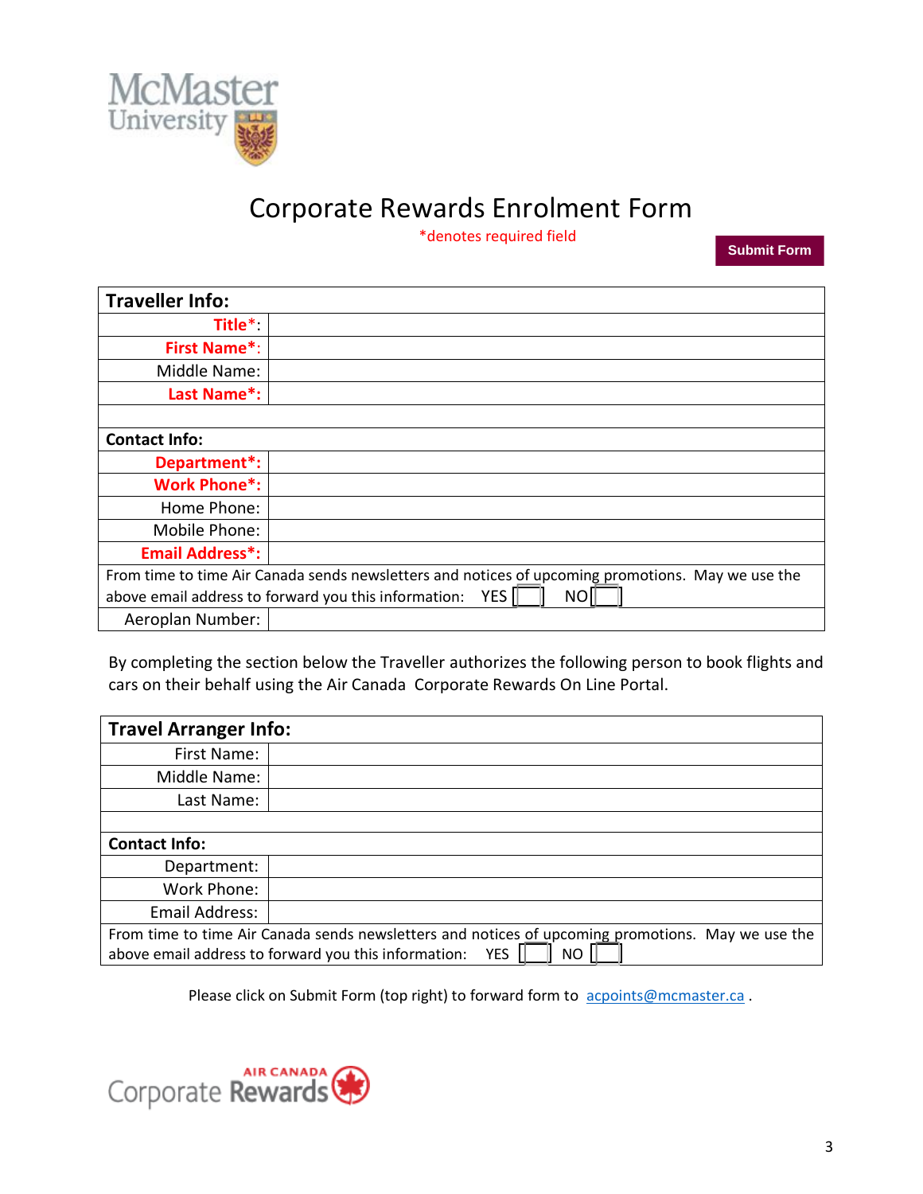McMaster University

# Corporate Rewards Enrolment Form

*denotes required field

Submit Form

| Traveller Info: | |
|---|---|
| Title*: | |
| First Name*: | |
| Middle Name: | |
| Last Name*: | |
| | |
| **Contact Info:** | |
| Department*: | |
| Work Phone*: | |
| Home Phone: | |
| Mobile Phone: | |
| Email Address*: | |
| From time to time Air Canada sends newsletters and notices of upcoming promotions. May we use the above email address to forward you this information: YES [ ] NO [ ] | |
| Aeroplan Number: | |

By completing the section below the Traveller authorizes the following person to book flights and cars on their behalf using the Air Canada Corporate Rewards On Line Portal.

| Travel Arranger Info: | |
|---|---|
| First Name: | |
| Middle Name: | |
| Last Name: | |
| | |
| **Contact Info:** | |
| Department: | |
| Work Phone: | |
| Email Address: | |
| From time to time Air Canada sends newsletters and notices of upcoming promotions. May we use the above email address to forward you this information: YES [ ] NO [ ] | |

Please click on Submit Form (top right) to forward form to acpoints@mcmaster.ca .

AIR CANADA Corporate Rewards